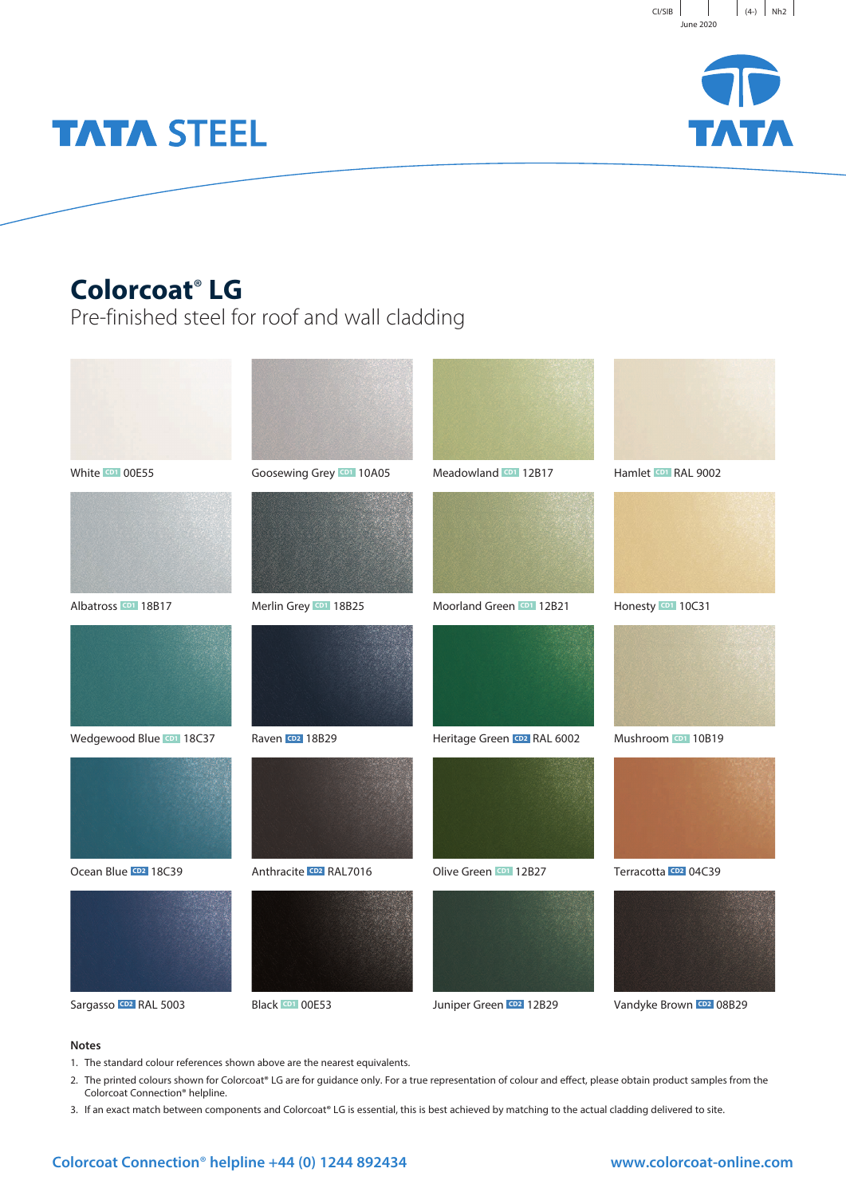CI/SfB | | (4-) | Nh2

June 2020

TATA STEEL

TATA

# Colorcoat® LG

## Pre-finished steel for roof and wall cladding

White CD1 00E55

Goosewing Grey CD1 10A05

Meadowland CD1 12B17

Hamlet CD1 RAL 9002

Albatross CD1 18B17

Merlin Grey CD1 18B25

Moorland Green CD1 12B21

Honesty CD1 10C31

Wedgewood Blue CD1 18C37

Raven CD2 18B29

Heritage Green CD2 RAL 6002

Mushroom CD1 10B19

Ocean Blue CD2 18C39

Anthracite CD2 RAL7016

Olive Green CD1 12B27

Terracotta CD2 04C39

Sargasso CD2 RAL 5003

Black CD1 00E53

Juniper Green CD2 12B29

Vandyke Brown CD2 08B29

**Notes**

1. The standard colour references shown above are the nearest equivalents.
2. The printed colours shown for Colorcoat® LG are for guidance only. For a true representation of colour and effect, please obtain product samples from the Colorcoat Connection® helpline.
3. If an exact match between components and Colorcoat® LG is essential, this is best achieved by matching to the actual cladding delivered to site.

**Colorcoat Connection® helpline +44 (0) 1244 892434**

**www.colorcoat-online.com**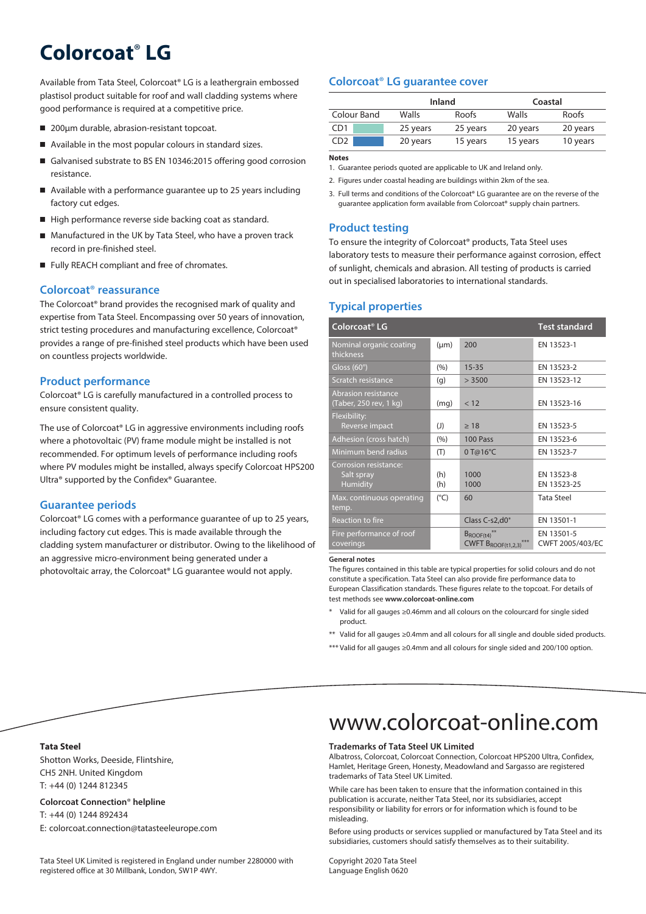# Colorcoat® LG

Available from Tata Steel, Colorcoat® LG is a leathergrain embossed plastisol product suitable for roof and wall cladding systems where good performance is required at a competitive price.

- 200µm durable, abrasion-resistant topcoat.
- Available in the most popular colours in standard sizes.
- Galvanised substrate to BS EN 10346:2015 offering good corrosion resistance.
- Available with a performance guarantee up to 25 years including factory cut edges.
- High performance reverse side backing coat as standard.
- Manufactured in the UK by Tata Steel, who have a proven track record in pre-finished steel.
- Fully REACH compliant and free of chromates.

## Colorcoat® reassurance

The Colorcoat® brand provides the recognised mark of quality and expertise from Tata Steel. Encompassing over 50 years of innovation, strict testing procedures and manufacturing excellence, Colorcoat® provides a range of pre-finished steel products which have been used on countless projects worldwide.

## Product performance

Colorcoat® LG is carefully manufactured in a controlled process to ensure consistent quality.

The use of Colorcoat® LG in aggressive environments including roofs where a photovoltaic (PV) frame module might be installed is not recommended. For optimum levels of performance including roofs where PV modules might be installed, always specify Colorcoat HPS200 Ultra® supported by the Confidex® Guarantee.

## Guarantee periods

Colorcoat® LG comes with a performance guarantee of up to 25 years, including factory cut edges. This is made available through the cladding system manufacturer or distributor. Owing to the likelihood of an aggressive micro-environment being generated under a photovoltaic array, the Colorcoat® LG guarantee would not apply.

## Colorcoat® LG guarantee cover

| | Inland | | Coastal | |
|---|---|---|---|---|
| Colour Band | Walls | Roofs | Walls | Roofs |
| CD1 | 25 years | 25 years | 20 years | 20 years |
| CD2 | 20 years | 15 years | 15 years | 10 years |

**Notes**

1. Guarantee periods quoted are applicable to UK and Ireland only.
2. Figures under coastal heading are buildings within 2km of the sea.
3. Full terms and conditions of the Colorcoat® LG guarantee are on the reverse of the guarantee application form available from Colorcoat® supply chain partners.

## Product testing

To ensure the integrity of Colorcoat® products, Tata Steel uses laboratory tests to measure their performance against corrosion, effect of sunlight, chemicals and abrasion. All testing of products is carried out in specialised laboratories to international standards.

## Typical properties

| Colorcoat® LG | | | Test standard |
|---|---|---|---|
| Nominal organic coating thickness | (µm) | 200 | EN 13523-1 |
| Gloss (60°) | (%) | 15-35 | EN 13523-2 |
| Scratch resistance | (g) | > 3500 | EN 13523-12 |
| Abrasion resistance (Taber, 250 rev, 1 kg) | (mg) | < 12 | EN 13523-16 |
| Flexibility: Reverse impact | (J) | ≥ 18 | EN 13523-5 |
| Adhesion (cross hatch) | (%) | 100 Pass | EN 13523-6 |
| Minimum bend radius | (T) | 0 T@16°C | EN 13523-7 |
| Corrosion resistance: Salt spray<br>Humidity | (h)<br>(h) | 1000<br>1000 | EN 13523-8<br>EN 13523-25 |
| Max. continuous operating temp. | (°C) | 60 | Tata Steel |
| Reaction to fire | | Class C-s2,d0* | EN 13501-1 |
| Fire performance of roof coverings | | $B_{ROOF(t4)}$**<br>CWFT $B_{ROOF(t1,2,3)}$*** | EN 13501-5<br>CWFT 2005/403/EC |

**General notes**

The figures contained in this table are typical properties for solid colours and do not constitute a specification. Tata Steel can also provide fire performance data to European Classification standards. These figures relate to the topcoat. For details of test methods see **www.colorcoat-online.com**

\* Valid for all gauges ≥0.46mm and all colours on the colourcard for single sided product.

** Valid for all gauges ≥0.4mm and all colours for all single and double sided products.

*** Valid for all gauges ≥0.4mm and all colours for single sided and 200/100 option.

# www.colorcoat-online.com

**Tata Steel**
Shotton Works, Deeside, Flintshire,
CH5 2NH. United Kingdom
T: +44 (0) 1244 812345

**Colorcoat Connection® helpline**
T: +44 (0) 1244 892434
E: colorcoat.connection@tatasteeleurope.com

Tata Steel UK Limited is registered in England under number 2280000 with registered office at 30 Millbank, London, SW1P 4WY.

**Trademarks of Tata Steel UK Limited**

Albatross, Colorcoat, Colorcoat Connection, Colorcoat HPS200 Ultra, Confidex, Hamlet, Heritage Green, Honesty, Meadowland and Sargasso are registered trademarks of Tata Steel UK Limited.

While care has been taken to ensure that the information contained in this publication is accurate, neither Tata Steel, nor its subsidiaries, accept responsibility or liability for errors or for information which is found to be misleading.

Before using products or services supplied or manufactured by Tata Steel and its subsidiaries, customers should satisfy themselves as to their suitability.

Copyright 2020 Tata Steel
Language English 0620